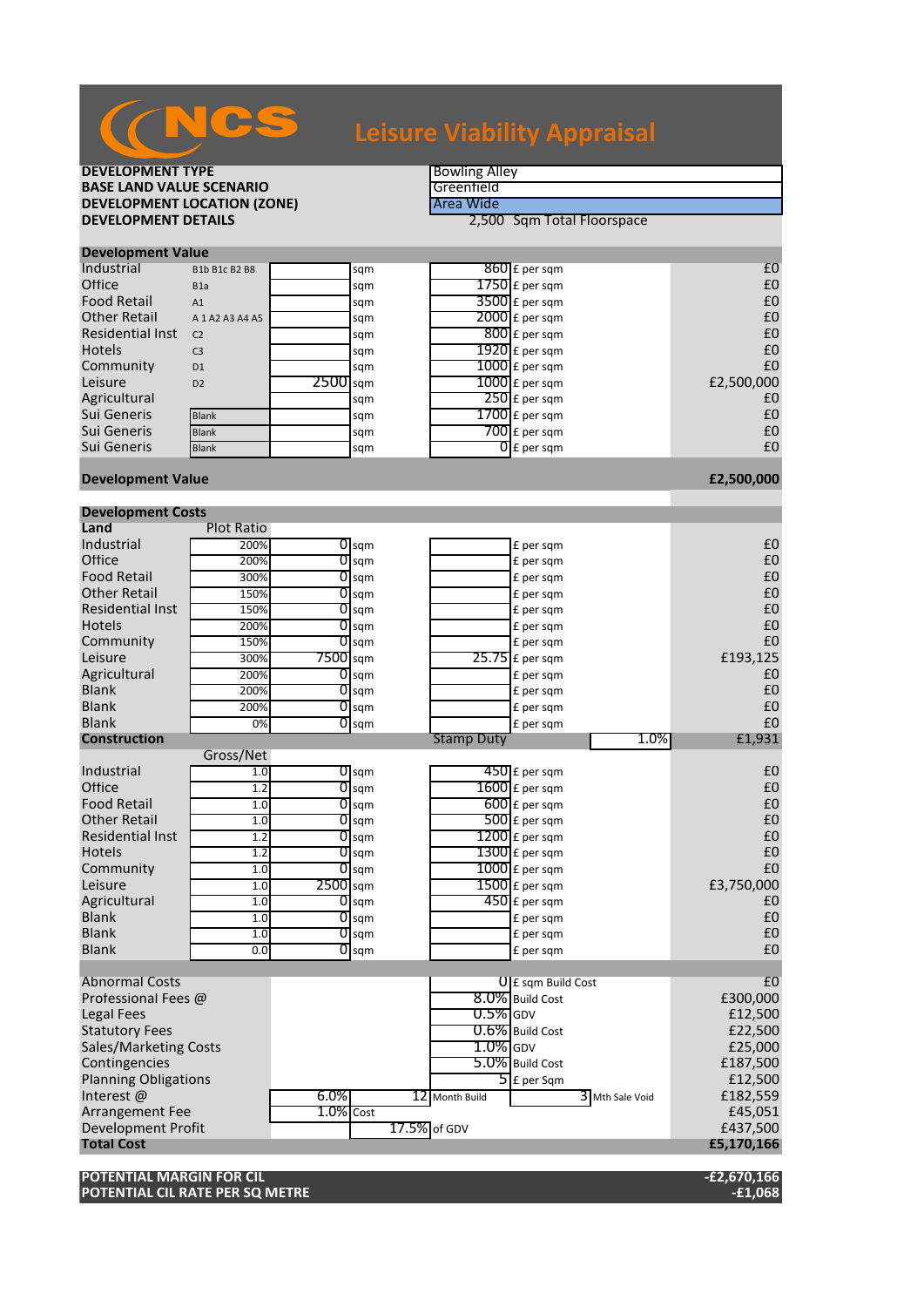# NCS Leisure Viability Appraisal

| | |
|---|---|
| **DEVELOPMENT TYPE** | Bowling Alley |
| **BASE LAND VALUE SCENARIO** | Greenfield |
| **DEVELOPMENT LOCATION (ZONE)** | Area Wide |
| **DEVELOPMENT DETAILS** | 2,500 Sqm Total Floorspace |

## Development Value

| | Use Class | Area | | Value | | Total |
|---|---|---|---|---|---|---|
| Industrial | B1b B1c B2 B8 | | sqm | 860 | £ per sqm | £0 |
| Office | B1a | | sqm | 1750 | £ per sqm | £0 |
| Food Retail | A1 | | sqm | 3500 | £ per sqm | £0 |
| Other Retail | A 1 A2 A3 A4 A5 | | sqm | 2000 | £ per sqm | £0 |
| Residential Inst | C2 | | sqm | 800 | £ per sqm | £0 |
| Hotels | C3 | | sqm | 1920 | £ per sqm | £0 |
| Community | D1 | | sqm | 1000 | £ per sqm | £0 |
| Leisure | D2 | 2500 | sqm | 1000 | £ per sqm | £2,500,000 |
| Agricultural | | | sqm | 250 | £ per sqm | £0 |
| Sui Generis | Blank | | sqm | 1700 | £ per sqm | £0 |
| Sui Generis | Blank | | sqm | 700 | £ per sqm | £0 |
| Sui Generis | Blank | | sqm | 0 | £ per sqm | £0 |
| **Development Value** | | | | | | **£2,500,000** |

## Development Costs

| **Land** | Plot Ratio | Area | | Value | | Total |
|---|---|---|---|---|---|---|
| Industrial | 200% | 0 | sqm | | £ per sqm | £0 |
| Office | 200% | 0 | sqm | | £ per sqm | £0 |
| Food Retail | 300% | 0 | sqm | | £ per sqm | £0 |
| Other Retail | 150% | 0 | sqm | | £ per sqm | £0 |
| Residential Inst | 150% | 0 | sqm | | £ per sqm | £0 |
| Hotels | 200% | 0 | sqm | | £ per sqm | £0 |
| Community | 150% | 0 | sqm | | £ per sqm | £0 |
| Leisure | 300% | 7500 | sqm | 25.75 | £ per sqm | £193,125 |
| Agricultural | 200% | 0 | sqm | | £ per sqm | £0 |
| Blank | 200% | 0 | sqm | | £ per sqm | £0 |
| Blank | 200% | 0 | sqm | | £ per sqm | £0 |
| Blank | 0% | 0 | sqm | | £ per sqm | £0 |
| **Construction** | | | | Stamp Duty | 1.0% | £1,931 |

| | Gross/Net | Area | | Cost | | Total |
|---|---|---|---|---|---|---|
| Industrial | 1.0 | 0 | sqm | 450 | £ per sqm | £0 |
| Office | 1.2 | 0 | sqm | 1600 | £ per sqm | £0 |
| Food Retail | 1.0 | 0 | sqm | 600 | £ per sqm | £0 |
| Other Retail | 1.0 | 0 | sqm | 500 | £ per sqm | £0 |
| Residential Inst | 1.2 | 0 | sqm | 1200 | £ per sqm | £0 |
| Hotels | 1.2 | 0 | sqm | 1300 | £ per sqm | £0 |
| Community | 1.0 | 0 | sqm | 1000 | £ per sqm | £0 |
| Leisure | 1.0 | 2500 | sqm | 1500 | £ per sqm | £3,750,000 |
| Agricultural | 1.0 | 0 | sqm | 450 | £ per sqm | £0 |
| Blank | 1.0 | 0 | sqm | | £ per sqm | £0 |
| Blank | 1.0 | 0 | sqm | | £ per sqm | £0 |
| Blank | 0.0 | 0 | sqm | | £ per sqm | £0 |

| | | | | | Total |
|---|---|---|---|---|---|
| Abnormal Costs | | | 0 | £ sqm Build Cost | £0 |
| Professional Fees @ | | | 8.0% | Build Cost | £300,000 |
| Legal Fees | | | 0.5% | GDV | £12,500 |
| Statutory Fees | | | 0.6% | Build Cost | £22,500 |
| Sales/Marketing Costs | | | 1.0% | GDV | £25,000 |
| Contingencies | | | 5.0% | Build Cost | £187,500 |
| Planning Obligations | | | 5 | £ per Sqm | £12,500 |
| Interest @ | 6.0% | 12 | Month Build | 3 Mth Sale Void | £182,559 |
| Arrangement Fee | 1.0% | Cost | | | £45,051 |
| Development Profit | | 17.5% | of GDV | | £437,500 |
| **Total Cost** | | | | | **£5,170,166** |

| | |
|---|---|
| **POTENTIAL MARGIN FOR CIL** | **-£2,670,166** |
| **POTENTIAL CIL RATE PER SQ METRE** | **-£1,068** |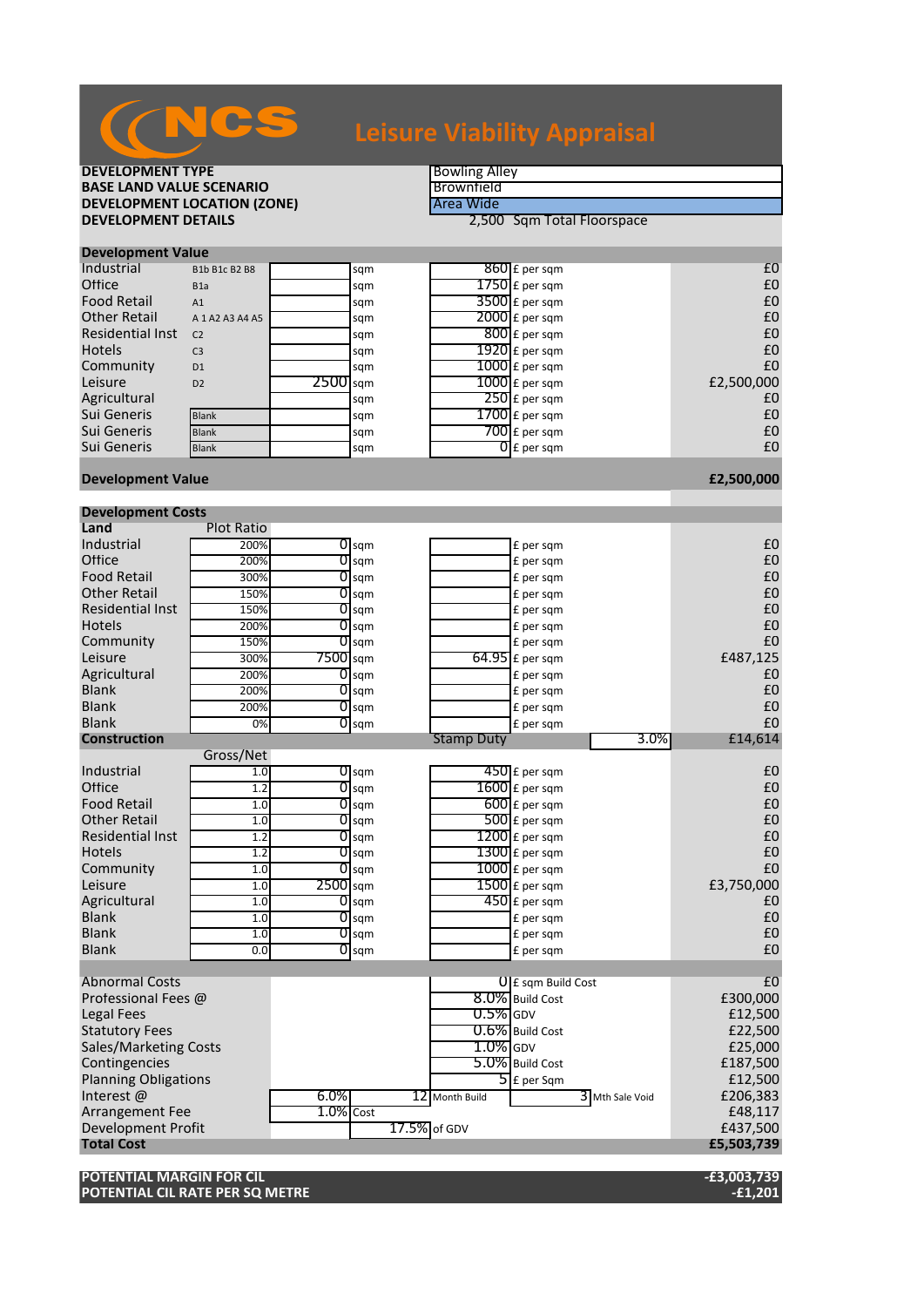# NCS Leisure Viability Appraisal

| | |
|---|---|
| **DEVELOPMENT TYPE** | Bowling Alley |
| **BASE LAND VALUE SCENARIO** | Brownfield |
| **DEVELOPMENT LOCATION (ZONE)** | Area Wide |
| **DEVELOPMENT DETAILS** | 2,500 Sqm Total Floorspace |

## Development Value

| | | | | | | |
|---|---|---|---|---|---|---|
| Industrial | B1b B1c B2 B8 | | sqm | 860 | £ per sqm | £0 |
| Office | B1a | | sqm | 1750 | £ per sqm | £0 |
| Food Retail | A1 | | sqm | 3500 | £ per sqm | £0 |
| Other Retail | A 1 A2 A3 A4 A5 | | sqm | 2000 | £ per sqm | £0 |
| Residential Inst | C2 | | sqm | 800 | £ per sqm | £0 |
| Hotels | C3 | | sqm | 1920 | £ per sqm | £0 |
| Community | D1 | | sqm | 1000 | £ per sqm | £0 |
| Leisure | D2 | 2500 | sqm | 1000 | £ per sqm | £2,500,000 |
| Agricultural | | | sqm | 250 | £ per sqm | £0 |
| Sui Generis | Blank | | sqm | 1700 | £ per sqm | £0 |
| Sui Generis | Blank | | sqm | 700 | £ per sqm | £0 |
| Sui Generis | Blank | | sqm | 0 | £ per sqm | £0 |

**Development Value** **£2,500,000**

## Development Costs

**Land**

| | Plot Ratio | | | | | |
|---|---|---|---|---|---|---|
| Industrial | 200% | 0 | sqm | | £ per sqm | £0 |
| Office | 200% | 0 | sqm | | £ per sqm | £0 |
| Food Retail | 300% | 0 | sqm | | £ per sqm | £0 |
| Other Retail | 150% | 0 | sqm | | £ per sqm | £0 |
| Residential Inst | 150% | 0 | sqm | | £ per sqm | £0 |
| Hotels | 200% | 0 | sqm | | £ per sqm | £0 |
| Community | 150% | 0 | sqm | | £ per sqm | £0 |
| Leisure | 300% | 7500 | sqm | 64.95 | £ per sqm | £487,125 |
| Agricultural | 200% | 0 | sqm | | £ per sqm | £0 |
| Blank | 200% | 0 | sqm | | £ per sqm | £0 |
| Blank | 200% | 0 | sqm | | £ per sqm | £0 |
| Blank | 0% | 0 | sqm | | £ per sqm | £0 |

**Construction** — Stamp Duty 3.0% — £14,614

| | Gross/Net | | | | | |
|---|---|---|---|---|---|---|
| Industrial | 1.0 | 0 | sqm | 450 | £ per sqm | £0 |
| Office | 1.2 | 0 | sqm | 1600 | £ per sqm | £0 |
| Food Retail | 1.0 | 0 | sqm | 600 | £ per sqm | £0 |
| Other Retail | 1.0 | 0 | sqm | 500 | £ per sqm | £0 |
| Residential Inst | 1.2 | 0 | sqm | 1200 | £ per sqm | £0 |
| Hotels | 1.2 | 0 | sqm | 1300 | £ per sqm | £0 |
| Community | 1.0 | 0 | sqm | 1000 | £ per sqm | £0 |
| Leisure | 1.0 | 2500 | sqm | 1500 | £ per sqm | £3,750,000 |
| Agricultural | 1.0 | 0 | sqm | 450 | £ per sqm | £0 |
| Blank | 1.0 | 0 | sqm | | £ per sqm | £0 |
| Blank | 1.0 | 0 | sqm | | £ per sqm | £0 |
| Blank | 0.0 | 0 | sqm | | £ per sqm | £0 |

| | | | | | |
|---|---|---|---|---|---|
| Abnormal Costs | | | 0 | £ sqm Build Cost | £0 |
| Professional Fees @ | | | 8.0% | Build Cost | £300,000 |
| Legal Fees | | | 0.5% | GDV | £12,500 |
| Statutory Fees | | | 0.6% | Build Cost | £22,500 |
| Sales/Marketing Costs | | | 1.0% | GDV | £25,000 |
| Contingencies | | | 5.0% | Build Cost | £187,500 |
| Planning Obligations | | | 5 | £ per Sqm | £12,500 |
| Interest @ | 6.0% | 12 | Month Build | 3 Mth Sale Void | £206,383 |
| Arrangement Fee | 1.0% | Cost | | | £48,117 |
| Development Profit | | 17.5% | of GDV | | £437,500 |
| **Total Cost** | | | | | **£5,503,739** |

| | |
|---|---|
| **POTENTIAL MARGIN FOR CIL** | **-£3,003,739** |
| **POTENTIAL CIL RATE PER SQ METRE** | **-£1,201** |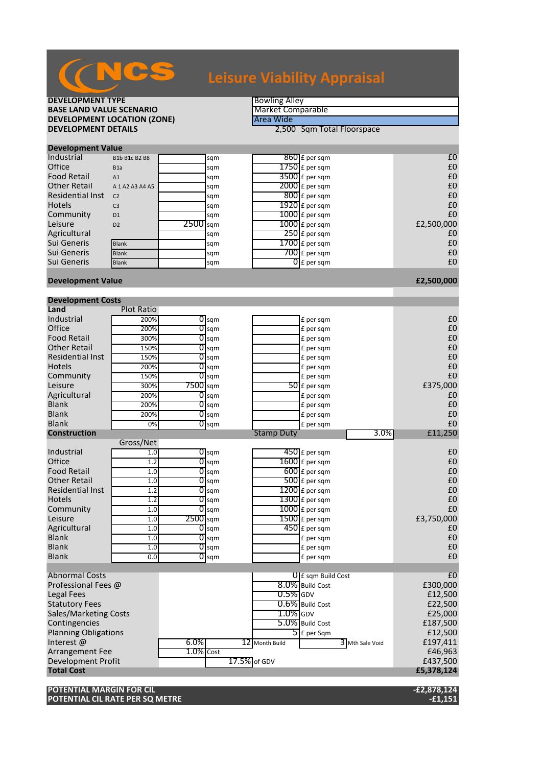# NCS Leisure Viability Appraisal

| | |
|---|---|
| **DEVELOPMENT TYPE** | Bowling Alley |
| **BASE LAND VALUE SCENARIO** | Market Comparable |
| **DEVELOPMENT LOCATION (ZONE)** | Area Wide |
| **DEVELOPMENT DETAILS** | 2,500 Sqm Total Floorspace |

## Development Value

| | | | | | | |
|---|---|---|---|---|---|---|
| Industrial | B1b B1c B2 B8 | | sqm | 860 | £ per sqm | £0 |
| Office | B1a | | sqm | 1750 | £ per sqm | £0 |
| Food Retail | A1 | | sqm | 3500 | £ per sqm | £0 |
| Other Retail | A 1 A2 A3 A4 A5 | | sqm | 2000 | £ per sqm | £0 |
| Residential Inst | C2 | | sqm | 800 | £ per sqm | £0 |
| Hotels | C3 | | sqm | 1920 | £ per sqm | £0 |
| Community | D1 | | sqm | 1000 | £ per sqm | £0 |
| Leisure | D2 | 2500 | sqm | 1000 | £ per sqm | £2,500,000 |
| Agricultural | | | sqm | 250 | £ per sqm | £0 |
| Sui Generis | Blank | | sqm | 1700 | £ per sqm | £0 |
| Sui Generis | Blank | | sqm | 700 | £ per sqm | £0 |
| Sui Generis | Blank | | sqm | 0 | £ per sqm | £0 |
| **Development Value** | | | | | | **£2,500,000** |

## Development Costs

| | | | | | | |
|---|---|---|---|---|---|---|
| **Land** | Plot Ratio | | | | | |
| Industrial | 200% | 0 | sqm | | £ per sqm | £0 |
| Office | 200% | 0 | sqm | | £ per sqm | £0 |
| Food Retail | 300% | 0 | sqm | | £ per sqm | £0 |
| Other Retail | 150% | 0 | sqm | | £ per sqm | £0 |
| Residential Inst | 150% | 0 | sqm | | £ per sqm | £0 |
| Hotels | 200% | 0 | sqm | | £ per sqm | £0 |
| Community | 150% | 0 | sqm | | £ per sqm | £0 |
| Leisure | 300% | 7500 | sqm | 50 | £ per sqm | £375,000 |
| Agricultural | 200% | 0 | sqm | | £ per sqm | £0 |
| Blank | 200% | 0 | sqm | | £ per sqm | £0 |
| Blank | 200% | 0 | sqm | | £ per sqm | £0 |
| Blank | 0% | 0 | sqm | | £ per sqm | £0 |
| **Construction** | | | | Stamp Duty | 3.0% | £11,250 |
| | Gross/Net | | | | | |
| Industrial | 1.0 | 0 | sqm | 450 | £ per sqm | £0 |
| Office | 1.2 | 0 | sqm | 1600 | £ per sqm | £0 |
| Food Retail | 1.0 | 0 | sqm | 600 | £ per sqm | £0 |
| Other Retail | 1.0 | 0 | sqm | 500 | £ per sqm | £0 |
| Residential Inst | 1.2 | 0 | sqm | 1200 | £ per sqm | £0 |
| Hotels | 1.2 | 0 | sqm | 1300 | £ per sqm | £0 |
| Community | 1.0 | 0 | sqm | 1000 | £ per sqm | £0 |
| Leisure | 1.0 | 2500 | sqm | 1500 | £ per sqm | £3,750,000 |
| Agricultural | 1.0 | 0 | sqm | 450 | £ per sqm | £0 |
| Blank | 1.0 | 0 | sqm | | £ per sqm | £0 |
| Blank | 1.0 | 0 | sqm | | £ per sqm | £0 |
| Blank | 0.0 | 0 | sqm | | £ per sqm | £0 |

| | | | | | |
|---|---|---|---|---|---|
| Abnormal Costs | | | 0 | £ sqm Build Cost | £0 |
| Professional Fees @ | | | 8.0% | Build Cost | £300,000 |
| Legal Fees | | | 0.5% | GDV | £12,500 |
| Statutory Fees | | | 0.6% | Build Cost | £22,500 |
| Sales/Marketing Costs | | | 1.0% | GDV | £25,000 |
| Contingencies | | | 5.0% | Build Cost | £187,500 |
| Planning Obligations | | | 5 | £ per Sqm | £12,500 |
| Interest @ | 6.0% | 12 | Month Build | 3 Mth Sale Void | £197,411 |
| Arrangement Fee | 1.0% | Cost | | | £46,963 |
| Development Profit | | 17.5% | of GDV | | £437,500 |
| **Total Cost** | | | | | **£5,378,124** |

| | |
|---|---|
| **POTENTIAL MARGIN FOR CIL** | **-£2,878,124** |
| **POTENTIAL CIL RATE PER SQ METRE** | **-£1,151** |